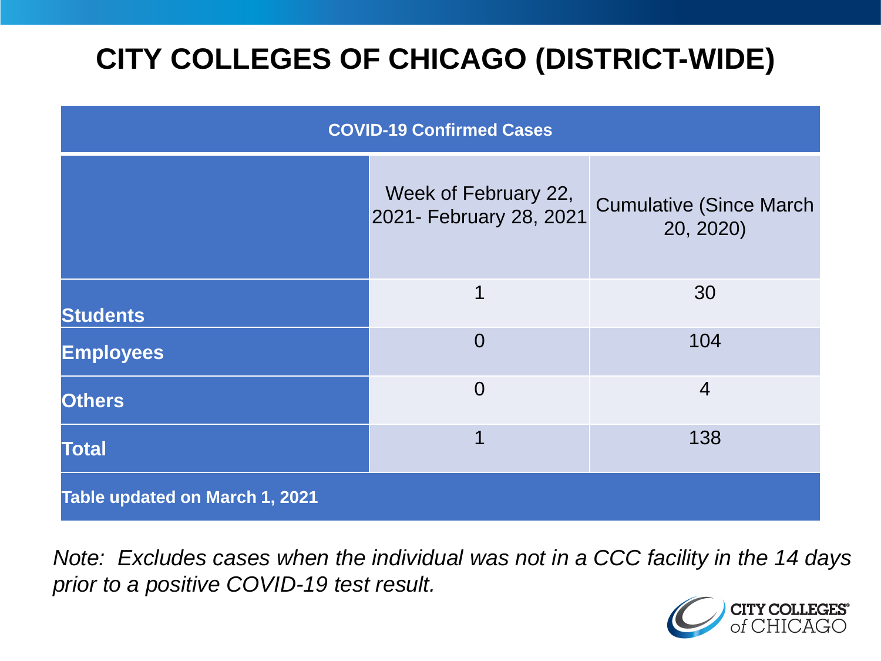# CITY COLLEGES OF CHICAGO (DISTRICT-WIDE)

| COVID-19 Confirmed Cases | | |
|---|---|---|
| | Week of February 22, 2021- February 28, 2021 | Cumulative (Since March 20, 2020) |
| **Students** | 1 | 30 |
| **Employees** | 0 | 104 |
| **Others** | 0 | 4 |
| **Total** | 1 | 138 |
| **Table updated on March 1, 2021** | | |

*Note: Excludes cases when the individual was not in a CCC facility in the 14 days prior to a positive COVID-19 test result.*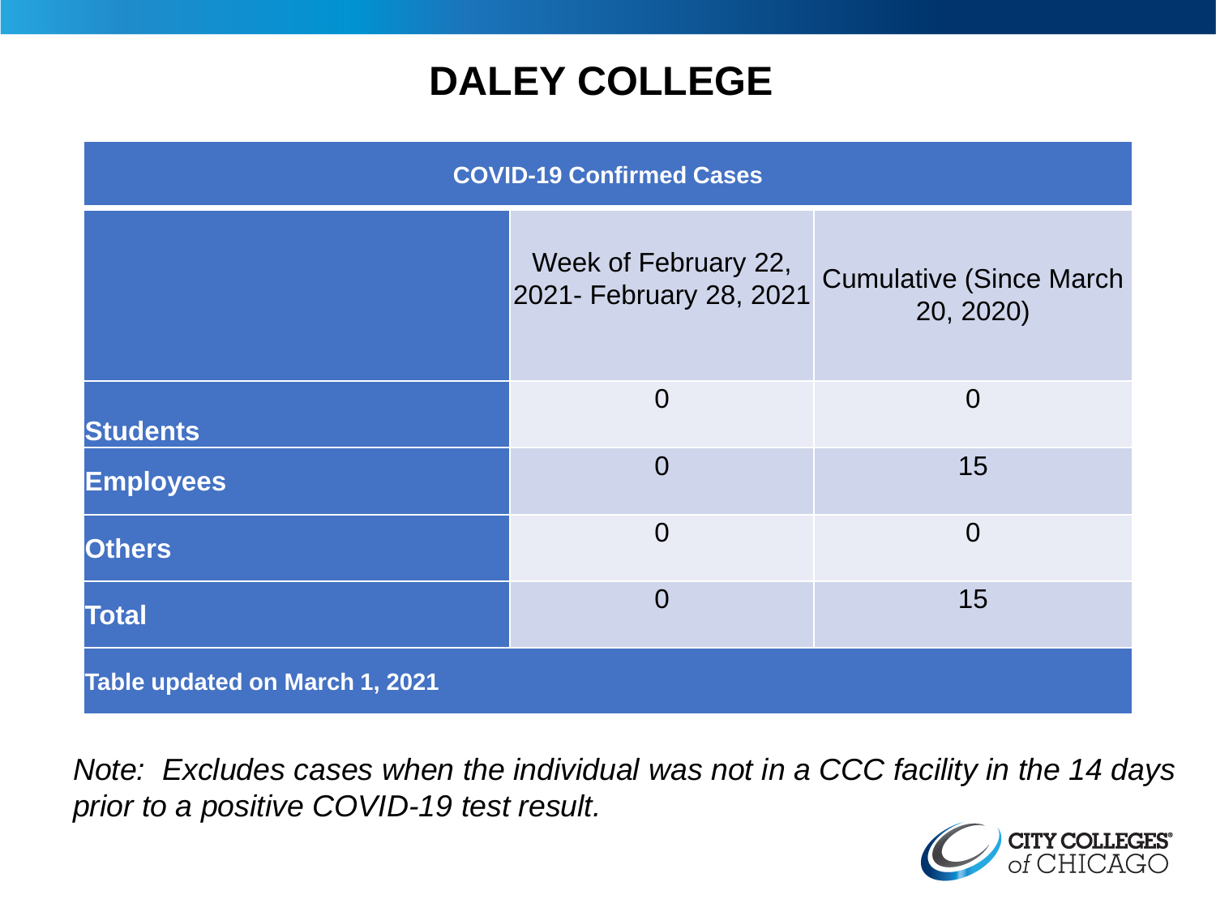# DALEY COLLEGE

| COVID-19 Confirmed Cases | | |
|---|---|---|
| | Week of February 22, 2021- February 28, 2021 | Cumulative (Since March 20, 2020) |
| **Students** | 0 | 0 |
| **Employees** | 0 | 15 |
| **Others** | 0 | 0 |
| **Total** | 0 | 15 |
| **Table updated on March 1, 2021** | | |

*Note: Excludes cases when the individual was not in a CCC facility in the 14 days prior to a positive COVID-19 test result.*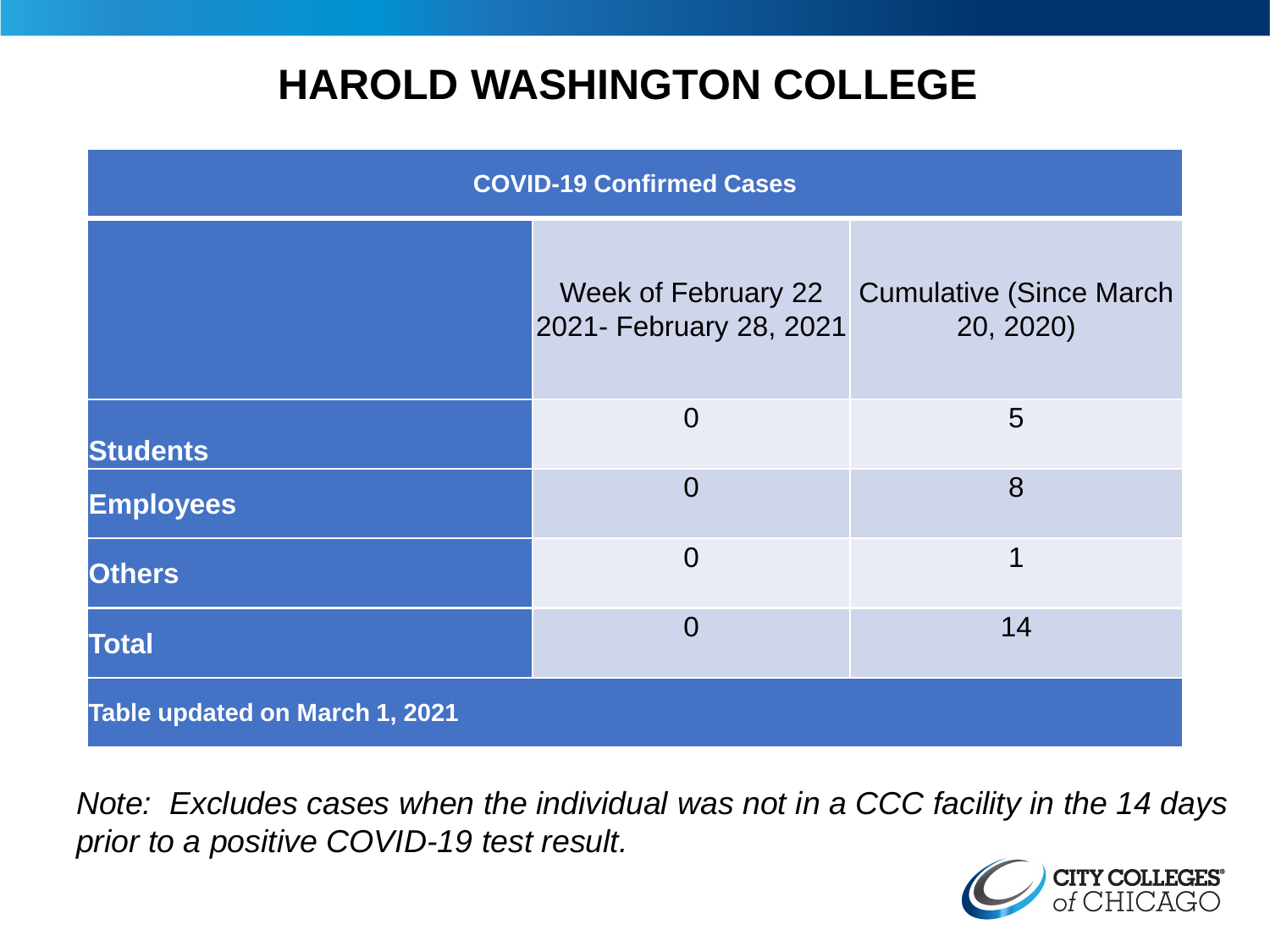# HAROLD WASHINGTON COLLEGE

| COVID-19 Confirmed Cases | | |
|---|---|---|
| | Week of February 22 2021- February 28, 2021 | Cumulative (Since March 20, 2020) |
| **Students** | 0 | 5 |
| **Employees** | 0 | 8 |
| **Others** | 0 | 1 |
| **Total** | 0 | 14 |
| **Table updated on March 1, 2021** | | |

*Note: Excludes cases when the individual was not in a CCC facility in the 14 days prior to a positive COVID-19 test result.*

CITY COLLEGES of CHICAGO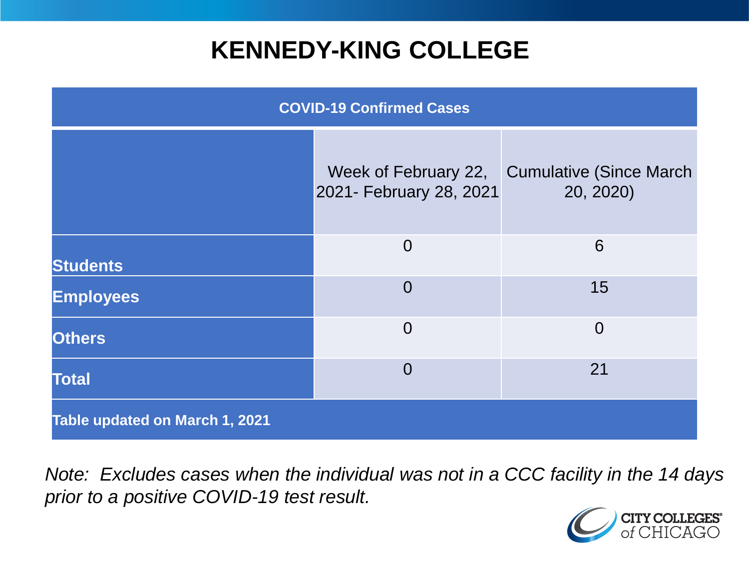# KENNEDY-KING COLLEGE

| COVID-19 Confirmed Cases | | |
|---|---|---|
| | Week of February 22, 2021- February 28, 2021 | Cumulative (Since March 20, 2020) |
| **Students** | 0 | 6 |
| **Employees** | 0 | 15 |
| **Others** | 0 | 0 |
| **Total** | 0 | 21 |
| **Table updated on March 1, 2021** | | |

*Note: Excludes cases when the individual was not in a CCC facility in the 14 days prior to a positive COVID-19 test result.*

CITY COLLEGES of CHICAGO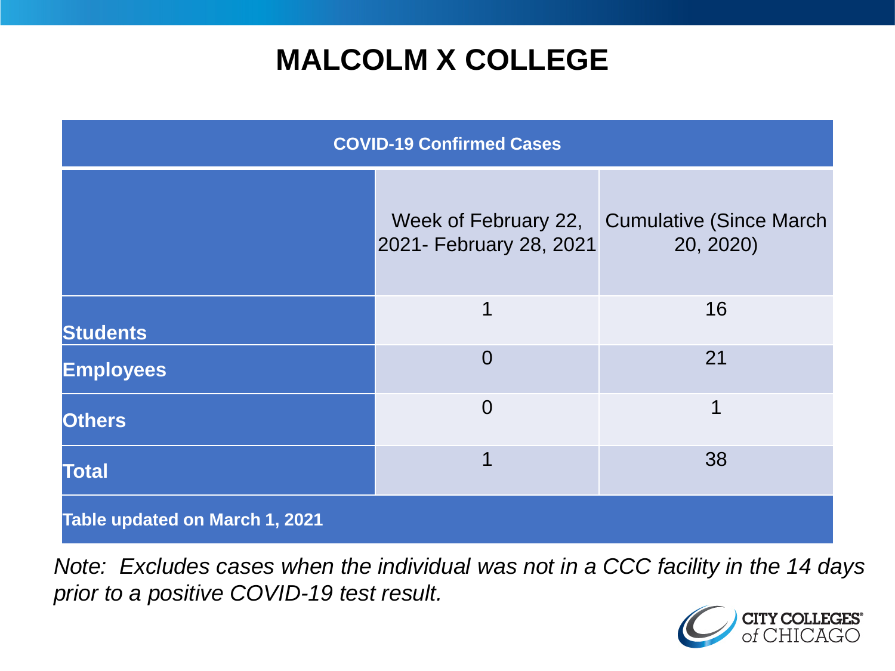# MALCOLM X COLLEGE

| COVID-19 Confirmed Cases | | |
|---|---|---|
| | Week of February 22, 2021- February 28, 2021 | Cumulative (Since March 20, 2020) |
| **Students** | 1 | 16 |
| **Employees** | 0 | 21 |
| **Others** | 0 | 1 |
| **Total** | 1 | 38 |
| **Table updated on March 1, 2021** | | |

*Note: Excludes cases when the individual was not in a CCC facility in the 14 days prior to a positive COVID-19 test result.*

CITY COLLEGES of CHICAGO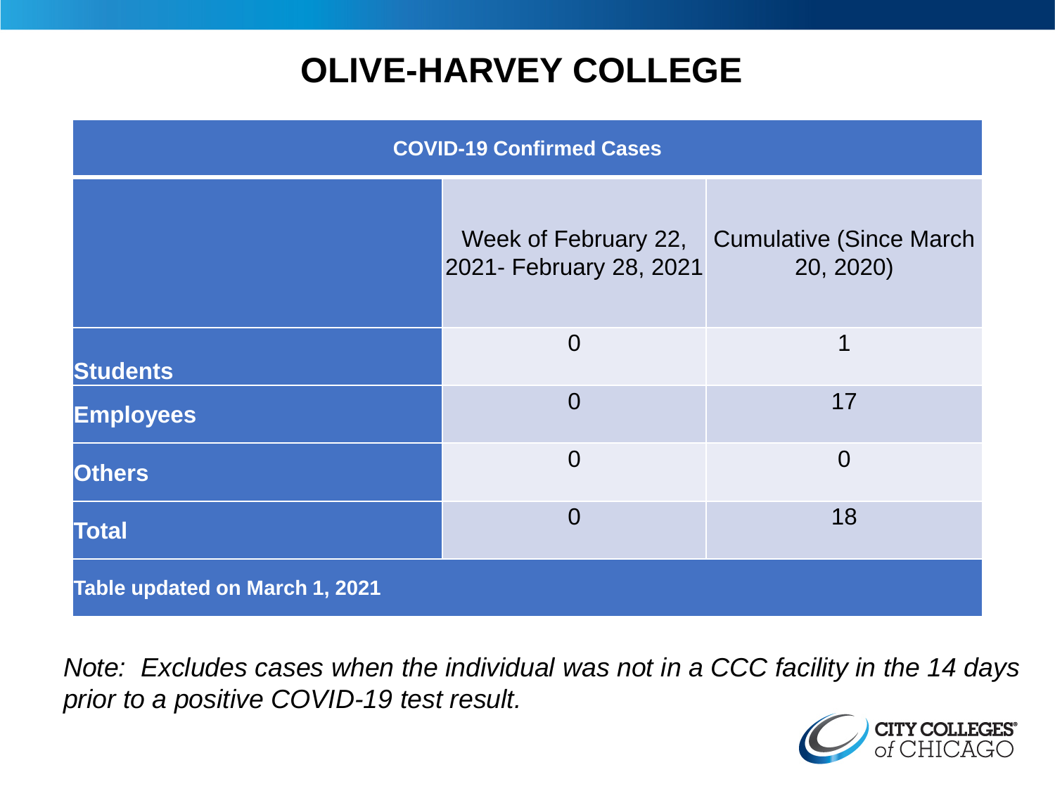# OLIVE-HARVEY COLLEGE

| COVID-19 Confirmed Cases | | |
|---|---|---|
| | Week of February 22, 2021- February 28, 2021 | Cumulative (Since March 20, 2020) |
| **Students** | 0 | 1 |
| **Employees** | 0 | 17 |
| **Others** | 0 | 0 |
| **Total** | 0 | 18 |
| **Table updated on March 1, 2021** | | |

*Note: Excludes cases when the individual was not in a CCC facility in the 14 days prior to a positive COVID-19 test result.*

CITY COLLEGES of CHICAGO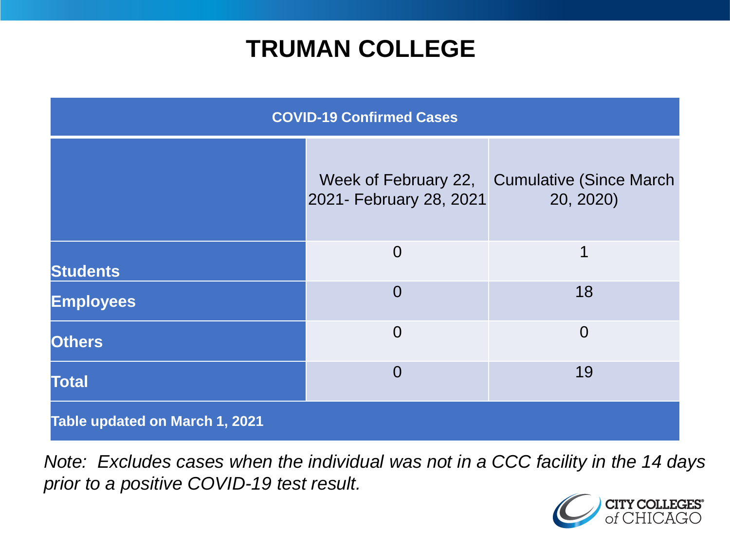# TRUMAN COLLEGE

| COVID-19 Confirmed Cases | | |
|---|---|---|
| | Week of February 22, 2021- February 28, 2021 | Cumulative (Since March 20, 2020) |
| **Students** | 0 | 1 |
| **Employees** | 0 | 18 |
| **Others** | 0 | 0 |
| **Total** | 0 | 19 |
| **Table updated on March 1, 2021** | | |

*Note: Excludes cases when the individual was not in a CCC facility in the 14 days prior to a positive COVID-19 test result.*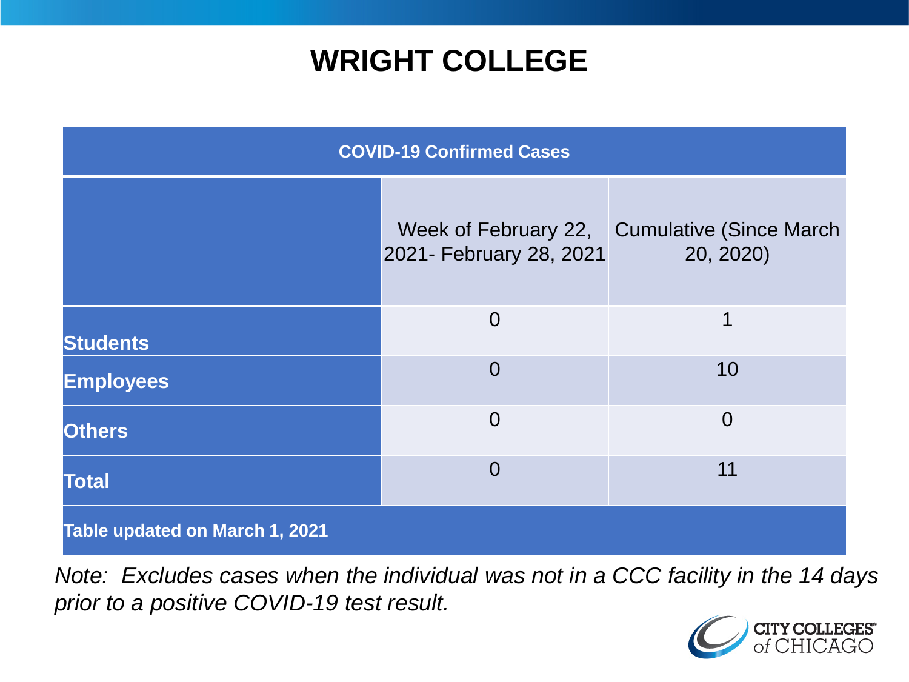# WRIGHT COLLEGE

| COVID-19 Confirmed Cases | | |
|---|---|---|
| | Week of February 22, 2021- February 28, 2021 | Cumulative (Since March 20, 2020) |
| **Students** | 0 | 1 |
| **Employees** | 0 | 10 |
| **Others** | 0 | 0 |
| **Total** | 0 | 11 |
| **Table updated on March 1, 2021** | | |

*Note: Excludes cases when the individual was not in a CCC facility in the 14 days prior to a positive COVID-19 test result.*

CITY COLLEGES of CHICAGO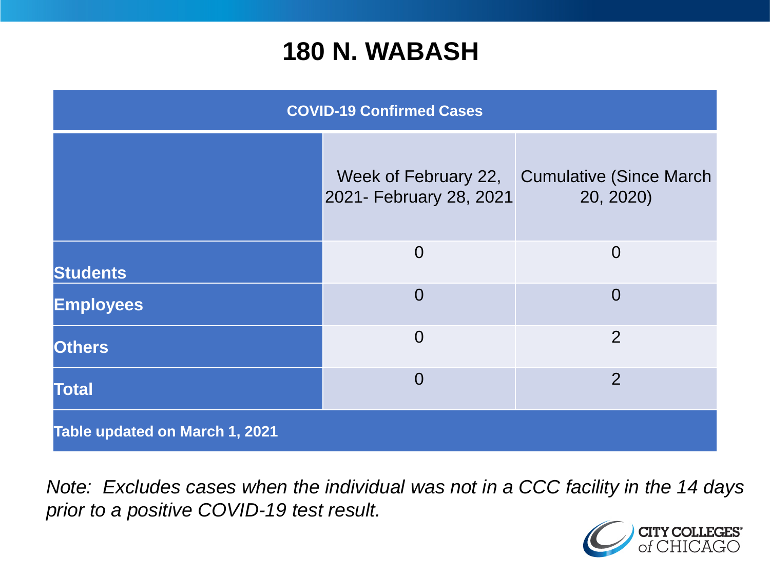# 180 N. WABASH

| COVID-19 Confirmed Cases | | |
|---|---|---|
| | Week of February 22, 2021- February 28, 2021 | Cumulative (Since March 20, 2020) |
| **Students** | 0 | 0 |
| **Employees** | 0 | 0 |
| **Others** | 0 | 2 |
| **Total** | 0 | 2 |
| **Table updated on March 1, 2021** | | |

*Note: Excludes cases when the individual was not in a CCC facility in the 14 days prior to a positive COVID-19 test result.*

CITY COLLEGES of CHICAGO